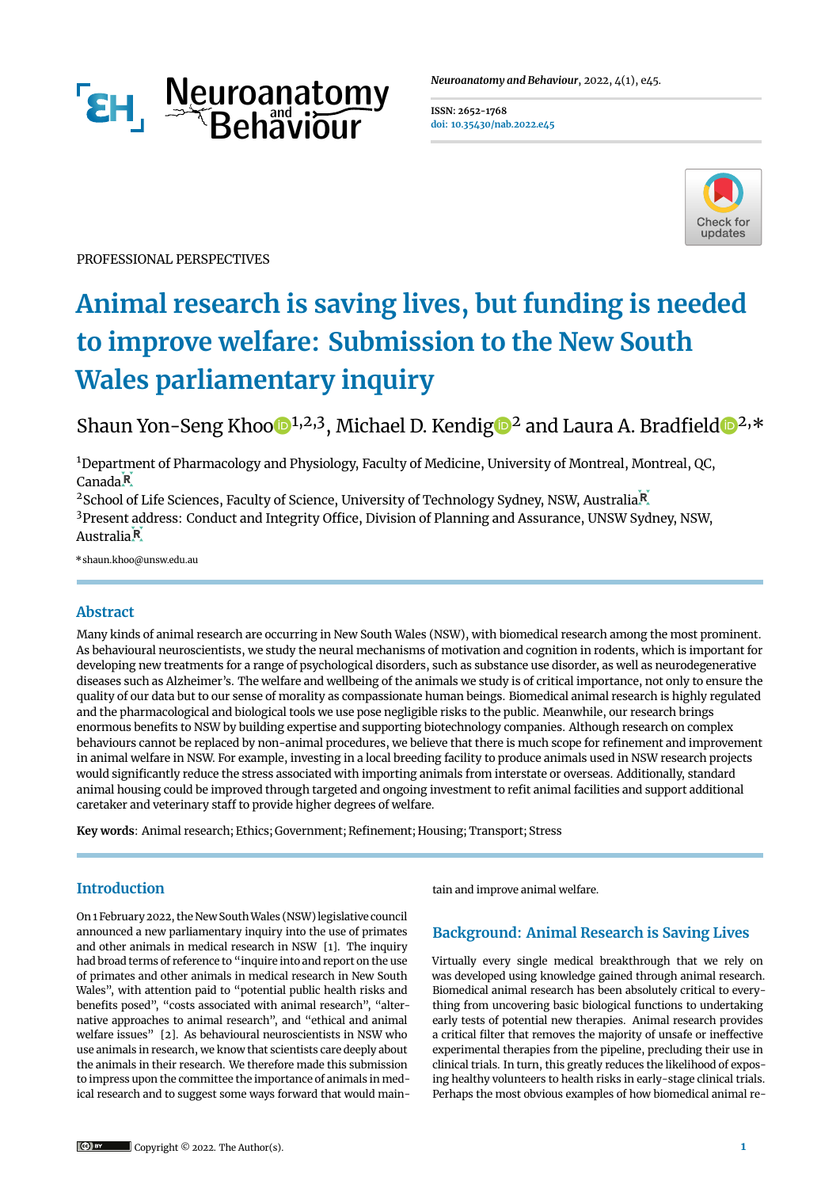PROFESSIONAL PERSPECTIVES

# Animal research is saving lives, but funding is needed to improve welfare: Submission to the New South Wales parliamentary inquiry

Shaun Yon-Seng Khoo[1,2,3], Michael D. Kendig[2] and Laura A. Bradfield[2,*]

[1]Department of Pharmacology and Physiology, Faculty of Medicine, University of Montreal, Montreal, QC, Canada

[2]School of Life Sciences, Faculty of Science, University of Technology Sydney, NSW, Australia

[3]Present address: Conduct and Integrity Office, Division of Planning and Assurance, UNSW Sydney, NSW, Australia

*shaun.khoo@unsw.edu.au

## Abstract

Many kinds of animal research are occurring in New South Wales (NSW), with biomedical research among the most prominent. As behavioural neuroscientists, we study the neural mechanisms of motivation and cognition in rodents, which is important for developing new treatments for a range of psychological disorders, such as substance use disorder, as well as neurodegenerative diseases such as Alzheimer's. The welfare and wellbeing of the animals we study is of critical importance, not only to ensure the quality of our data but to our sense of morality as compassionate human beings. Biomedical animal research is highly regulated and the pharmacological and biological tools we use pose negligible risks to the public. Meanwhile, our research brings enormous benefits to NSW by building expertise and supporting biotechnology companies. Although research on complex behaviours cannot be replaced by non-animal procedures, we believe that there is much scope for refinement and improvement in animal welfare in NSW. For example, investing in a local breeding facility to produce animals used in NSW research projects would significantly reduce the stress associated with importing animals from interstate or overseas. Additionally, standard animal housing could be improved through targeted and ongoing investment to refit animal facilities and support additional caretaker and veterinary staff to provide higher degrees of welfare.

**Key words**: Animal research; Ethics; Government; Refinement; Housing; Transport; Stress

## Introduction

On 1 February 2022, the New South Wales (NSW) legislative council announced a new parliamentary inquiry into the use of primates and other animals in medical research in NSW [1]. The inquiry had broad terms of reference to "inquire into and report on the use of primates and other animals in medical research in New South Wales", with attention paid to "potential public health risks and benefits posed", "costs associated with animal research", "alternative approaches to animal research", and "ethical and animal welfare issues" [2]. As behavioural neuroscientists in NSW who use animals in research, we know that scientists care deeply about the animals in their research. We therefore made this submission to impress upon the committee the importance of animals in medical research and to suggest some ways forward that would maintain and improve animal welfare.

## Background: Animal Research is Saving Lives

Virtually every single medical breakthrough that we rely on was developed using knowledge gained through animal research. Biomedical animal research has been absolutely critical to everything from uncovering basic biological functions to undertaking early tests of potential new therapies. Animal research provides a critical filter that removes the majority of unsafe or ineffective experimental therapies from the pipeline, precluding their use in clinical trials. In turn, this greatly reduces the likelihood of exposing healthy volunteers to health risks in early-stage clinical trials. Perhaps the most obvious examples of how biomedical animal re-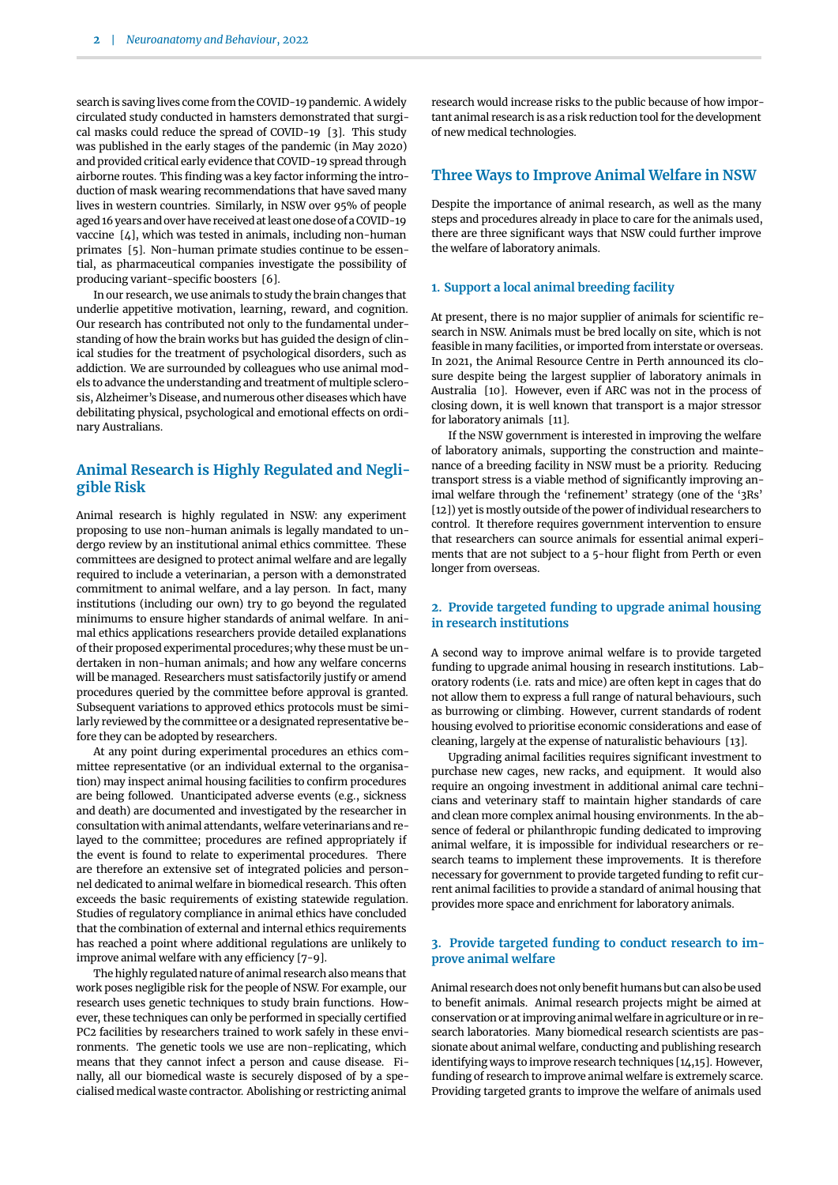search is saving lives come from the COVID-19 pandemic. A widely circulated study conducted in hamsters demonstrated that surgical masks could reduce the spread of COVID-19 [3]. This study was published in the early stages of the pandemic (in May 2020) and provided critical early evidence that COVID-19 spread through airborne routes. This finding was a key factor informing the introduction of mask wearing recommendations that have saved many lives in western countries. Similarly, in NSW over 95% of people aged 16 years and over have received at least one dose of a COVID-19 vaccine [4], which was tested in animals, including non-human primates [5]. Non-human primate studies continue to be essential, as pharmaceutical companies investigate the possibility of producing variant-specific boosters [6].

In our research, we use animals to study the brain changes that underlie appetitive motivation, learning, reward, and cognition. Our research has contributed not only to the fundamental understanding of how the brain works but has guided the design of clinical studies for the treatment of psychological disorders, such as addiction. We are surrounded by colleagues who use animal models to advance the understanding and treatment of multiple sclerosis, Alzheimer's Disease, and numerous other diseases which have debilitating physical, psychological and emotional effects on ordinary Australians.

## Animal Research is Highly Regulated and Negligible Risk

Animal research is highly regulated in NSW: any experiment proposing to use non-human animals is legally mandated to undergo review by an institutional animal ethics committee. These committees are designed to protect animal welfare and are legally required to include a veterinarian, a person with a demonstrated commitment to animal welfare, and a lay person. In fact, many institutions (including our own) try to go beyond the regulated minimums to ensure higher standards of animal welfare. In animal ethics applications researchers provide detailed explanations of their proposed experimental procedures; why these must be undertaken in non-human animals; and how any welfare concerns will be managed. Researchers must satisfactorily justify or amend procedures queried by the committee before approval is granted. Subsequent variations to approved ethics protocols must be similarly reviewed by the committee or a designated representative before they can be adopted by researchers.

At any point during experimental procedures an ethics committee representative (or an individual external to the organisation) may inspect animal housing facilities to confirm procedures are being followed. Unanticipated adverse events (e.g., sickness and death) are documented and investigated by the researcher in consultation with animal attendants, welfare veterinarians and relayed to the committee; procedures are refined appropriately if the event is found to relate to experimental procedures. There are therefore an extensive set of integrated policies and personnel dedicated to animal welfare in biomedical research. This often exceeds the basic requirements of existing statewide regulation. Studies of regulatory compliance in animal ethics have concluded that the combination of external and internal ethics requirements has reached a point where additional regulations are unlikely to improve animal welfare with any efficiency [7-9].

The highly regulated nature of animal research also means that work poses negligible risk for the people of NSW. For example, our research uses genetic techniques to study brain functions. However, these techniques can only be performed in specially certified PC2 facilities by researchers trained to work safely in these environments. The genetic tools we use are non-replicating, which means that they cannot infect a person and cause disease. Finally, all our biomedical waste is securely disposed of by a specialised medical waste contractor. Abolishing or restricting animal research would increase risks to the public because of how important animal research is as a risk reduction tool for the development of new medical technologies.

## Three Ways to Improve Animal Welfare in NSW

Despite the importance of animal research, as well as the many steps and procedures already in place to care for the animals used, there are three significant ways that NSW could further improve the welfare of laboratory animals.

### 1. Support a local animal breeding facility

At present, there is no major supplier of animals for scientific research in NSW. Animals must be bred locally on site, which is not feasible in many facilities, or imported from interstate or overseas. In 2021, the Animal Resource Centre in Perth announced its closure despite being the largest supplier of laboratory animals in Australia [10]. However, even if ARC was not in the process of closing down, it is well known that transport is a major stressor for laboratory animals [11].

If the NSW government is interested in improving the welfare of laboratory animals, supporting the construction and maintenance of a breeding facility in NSW must be a priority. Reducing transport stress is a viable method of significantly improving animal welfare through the 'refinement' strategy (one of the '3Rs' [12]) yet is mostly outside of the power of individual researchers to control. It therefore requires government intervention to ensure that researchers can source animals for essential animal experiments that are not subject to a 5-hour flight from Perth or even longer from overseas.

### 2. Provide targeted funding to upgrade animal housing in research institutions

A second way to improve animal welfare is to provide targeted funding to upgrade animal housing in research institutions. Laboratory rodents (i.e. rats and mice) are often kept in cages that do not allow them to express a full range of natural behaviours, such as burrowing or climbing. However, current standards of rodent housing evolved to prioritise economic considerations and ease of cleaning, largely at the expense of naturalistic behaviours [13].

Upgrading animal facilities requires significant investment to purchase new cages, new racks, and equipment. It would also require an ongoing investment in additional animal care technicians and veterinary staff to maintain higher standards of care and clean more complex animal housing environments. In the absence of federal or philanthropic funding dedicated to improving animal welfare, it is impossible for individual researchers or research teams to implement these improvements. It is therefore necessary for government to provide targeted funding to refit current animal facilities to provide a standard of animal housing that provides more space and enrichment for laboratory animals.

### 3. Provide targeted funding to conduct research to improve animal welfare

Animal research does not only benefit humans but can also be used to benefit animals. Animal research projects might be aimed at conservation or at improving animal welfare in agriculture or in research laboratories. Many biomedical research scientists are passionate about animal welfare, conducting and publishing research identifying ways to improve research techniques [14,15]. However, funding of research to improve animal welfare is extremely scarce. Providing targeted grants to improve the welfare of animals used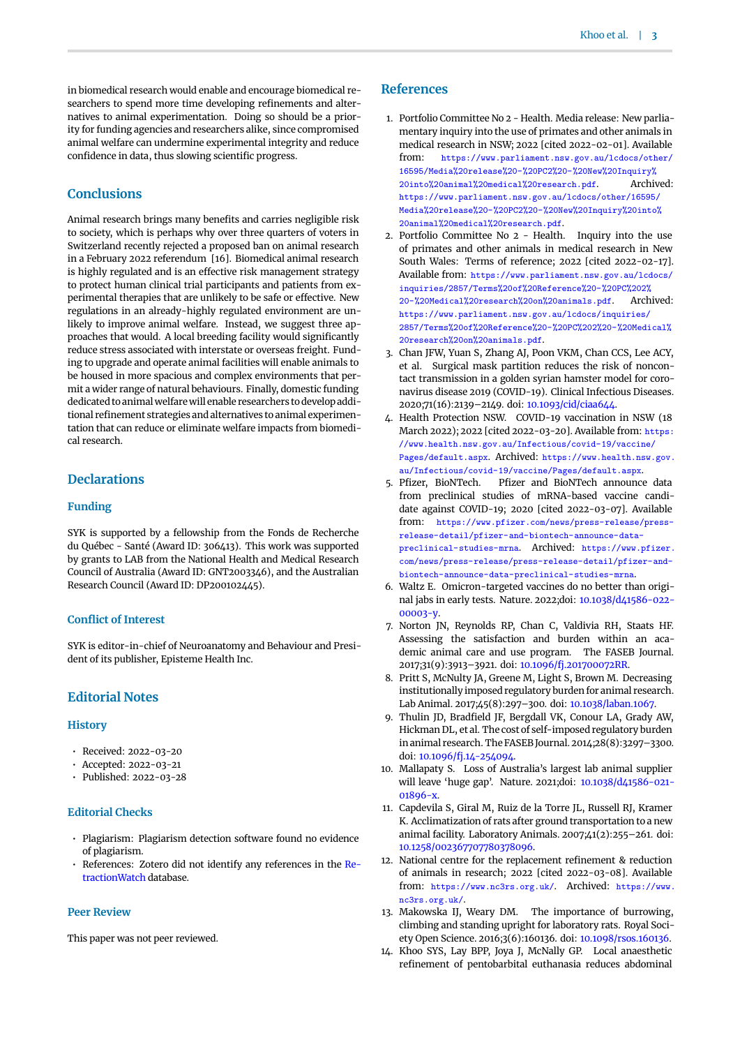in biomedical research would enable and encourage biomedical researchers to spend more time developing refinements and alternatives to animal experimentation. Doing so should be a priority for funding agencies and researchers alike, since compromised animal welfare can undermine experimental integrity and reduce confidence in data, thus slowing scientific progress.

## Conclusions

Animal research brings many benefits and carries negligible risk to society, which is perhaps why over three quarters of voters in Switzerland recently rejected a proposed ban on animal research in a February 2022 referendum [16]. Biomedical animal research is highly regulated and is an effective risk management strategy to protect human clinical trial participants and patients from experimental therapies that are unlikely to be safe or effective. New regulations in an already-highly regulated environment are unlikely to improve animal welfare. Instead, we suggest three approaches that would. A local breeding facility would significantly reduce stress associated with interstate or overseas freight. Funding to upgrade and operate animal facilities will enable animals to be housed in more spacious and complex environments that permit a wider range of natural behaviours. Finally, domestic funding dedicated to animal welfare will enable researchers to develop additional refinement strategies and alternatives to animal experimentation that can reduce or eliminate welfare impacts from biomedical research.

## Declarations

### Funding

SYK is supported by a fellowship from the Fonds de Recherche du Québec - Santé (Award ID: 306413). This work was supported by grants to LAB from the National Health and Medical Research Council of Australia (Award ID: GNT2003346), and the Australian Research Council (Award ID: DP200102445).

### Conflict of Interest

SYK is editor-in-chief of Neuroanatomy and Behaviour and President of its publisher, Episteme Health Inc.

## Editorial Notes

### History

- Received: 2022-03-20
- Accepted: 2022-03-21
- Published: 2022-03-28

### Editorial Checks

- Plagiarism: Plagiarism detection software found no evidence of plagiarism.
- References: Zotero did not identify any references in the RetractionWatch database.

### Peer Review

This paper was not peer reviewed.

## References

1. Portfolio Committee No 2 - Health. Media release: New parliamentary inquiry into the use of primates and other animals in medical research in NSW; 2022 [cited 2022-02-01]. Available from: https://www.parliament.nsw.gov.au/lcdocs/other/16595/Media%20release%20-%20PC2%20-%20New%20Inquiry%20into%20animal%20medical%20research.pdf. Archived: https://www.parliament.nsw.gov.au/lcdocs/other/16595/Media%20release%20-%20PC2%20-%20New%20Inquiry%20into%20animal%20medical%20research.pdf.
2. Portfolio Committee No 2 - Health. Inquiry into the use of primates and other animals in medical research in New South Wales: Terms of reference; 2022 [cited 2022-02-17]. Available from: https://www.parliament.nsw.gov.au/lcdocs/inquiries/2857/Terms%20of%20Reference%20-%20PC%202%20-%20Medical%20research%20on%20animals.pdf. Archived: https://www.parliament.nsw.gov.au/lcdocs/inquiries/2857/Terms%20of%20Reference%20-%20PC%202%20-%20Medical%20research%20on%20animals.pdf.
3. Chan JFW, Yuan S, Zhang AJ, Poon VKM, Chan CCS, Lee ACY, et al. Surgical mask partition reduces the risk of noncontact transmission in a golden syrian hamster model for coronavirus disease 2019 (COVID-19). Clinical Infectious Diseases. 2020;71(16):2139–2149. doi: 10.1093/cid/ciaa644.
4. Health Protection NSW. COVID-19 vaccination in NSW (18 March 2022); 2022 [cited 2022-03-20]. Available from: https://www.health.nsw.gov.au/Infectious/covid-19/vaccine/Pages/default.aspx. Archived: https://www.health.nsw.gov.au/Infectious/covid-19/vaccine/Pages/default.aspx.
5. Pfizer, BioNTech. Pfizer and BioNTech announce data from preclinical studies of mRNA-based vaccine candidate against COVID-19; 2020 [cited 2022-03-07]. Available from: https://www.pfizer.com/news/press-release/press-release-detail/pfizer-and-biontech-announce-data-preclinical-studies-mrna. Archived: https://www.pfizer.com/news/press-release/press-release-detail/pfizer-and-biontech-announce-data-preclinical-studies-mrna.
6. Waltz E. Omicron-targeted vaccines do no better than original jabs in early tests. Nature. 2022;doi: 10.1038/d41586-022-00003-y.
7. Norton JN, Reynolds RP, Chan C, Valdivia RH, Staats HF. Assessing the satisfaction and burden within an academic animal care and use program. The FASEB Journal. 2017;31(9):3913–3921. doi: 10.1096/fj.201700072RR.
8. Pritt S, McNulty JA, Greene M, Light S, Brown M. Decreasing institutionally imposed regulatory burden for animal research. Lab Animal. 2017;45(8):297–300. doi: 10.1038/laban.1067.
9. Thulin JD, Bradfield JF, Bergdall VK, Conour LA, Grady AW, Hickman DL, et al. The cost of self-imposed regulatory burden in animal research. The FASEB Journal. 2014;28(8):3297–3300. doi: 10.1096/fj.14-254094.
10. Mallapaty S. Loss of Australia's largest lab animal supplier will leave 'huge gap'. Nature. 2021;doi: 10.1038/d41586-021-01896-x.
11. Capdevila S, Giral M, Ruiz de la Torre JL, Russell RJ, Kramer K. Acclimatization of rats after ground transportation to a new animal facility. Laboratory Animals. 2007;41(2):255–261. doi: 10.1258/002367707780378096.
12. National centre for the replacement refinement & reduction of animals in research; 2022 [cited 2022-03-08]. Available from: https://www.nc3rs.org.uk/. Archived: https://www.nc3rs.org.uk/.
13. Makowska IJ, Weary DM. The importance of burrowing, climbing and standing upright for laboratory rats. Royal Society Open Science. 2016;3(6):160136. doi: 10.1098/rsos.160136.
14. Khoo SYS, Lay BPP, Joya J, McNally GP. Local anaesthetic refinement of pentobarbital euthanasia reduces abdominal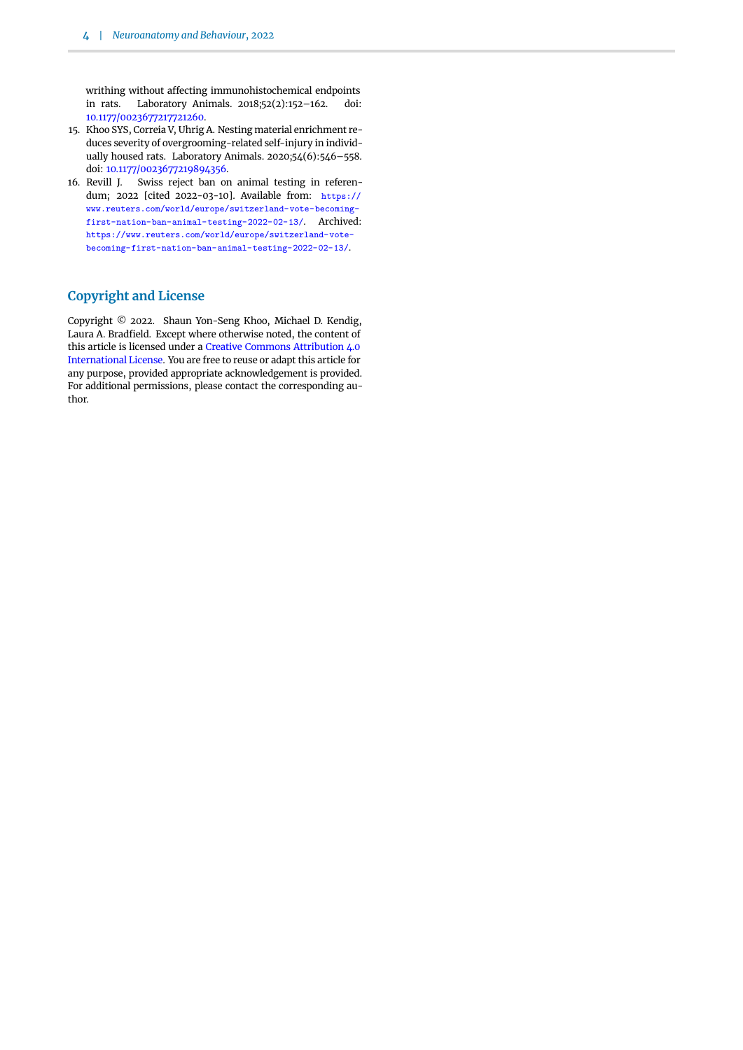writing without affecting immunohistochemical endpoints in rats. Laboratory Animals. 2018;52(2):152–162. doi: 10.1177/0023677217721260.

15. Khoo SYS, Correia V, Uhrig A. Nesting material enrichment reduces severity of overgrooming-related self-injury in individually housed rats. Laboratory Animals. 2020;54(6):546–558. doi: 10.1177/0023677219894356.
16. Revill J. Swiss reject ban on animal testing in referendum; 2022 [cited 2022-03-10]. Available from: https://www.reuters.com/world/europe/switzerland-vote-becoming-first-nation-ban-animal-testing-2022-02-13/. Archived: https://www.reuters.com/world/europe/switzerland-vote-becoming-first-nation-ban-animal-testing-2022-02-13/.

## Copyright and License

Copyright © 2022. Shaun Yon-Seng Khoo, Michael D. Kendig, Laura A. Bradfield. Except where otherwise noted, the content of this article is licensed under a Creative Commons Attribution 4.0 International License. You are free to reuse or adapt this article for any purpose, provided appropriate acknowledgement is provided. For additional permissions, please contact the corresponding author.